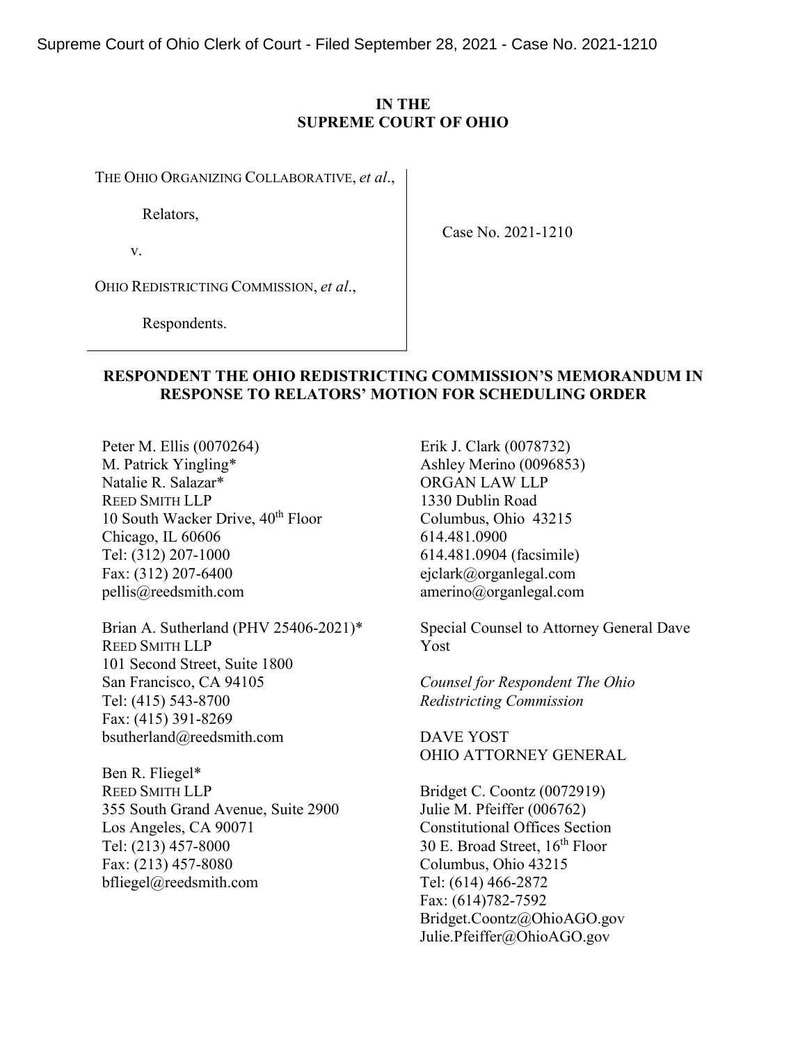Supreme Court of Ohio Clerk of Court - Filed September 28, 2021 - Case No. 2021-1210

**IN THE**
**SUPREME COURT OF OHIO**

THE OHIO ORGANIZING COLLABORATIVE, *et al*.,

Relators,

v.

OHIO REDISTRICTING COMMISSION, *et al*.,

Respondents.

Case No. 2021-1210

**RESPONDENT THE OHIO REDISTRICTING COMMISSION'S MEMORANDUM IN RESPONSE TO RELATORS' MOTION FOR SCHEDULING ORDER**

Peter M. Ellis (0070264)
M. Patrick Yingling*
Natalie R. Salazar*
REED SMITH LLP
10 South Wacker Drive, 40th Floor
Chicago, IL 60606
Tel: (312) 207-1000
Fax: (312) 207-6400
pellis@reedsmith.com

Brian A. Sutherland (PHV 25406-2021)*
REED SMITH LLP
101 Second Street, Suite 1800
San Francisco, CA 94105
Tel: (415) 543-8700
Fax: (415) 391-8269
bsutherland@reedsmith.com

Ben R. Fliegel*
REED SMITH LLP
355 South Grand Avenue, Suite 2900
Los Angeles, CA 90071
Tel: (213) 457-8000
Fax: (213) 457-8080
bfliegel@reedsmith.com

Erik J. Clark (0078732)
Ashley Merino (0096853)
ORGAN LAW LLP
1330 Dublin Road
Columbus, Ohio 43215
614.481.0900
614.481.0904 (facsimile)
ejclark@organlegal.com
amerino@organlegal.com

Special Counsel to Attorney General Dave Yost

*Counsel for Respondent The Ohio Redistricting Commission*

DAVE YOST
OHIO ATTORNEY GENERAL

Bridget C. Coontz (0072919)
Julie M. Pfeiffer (006762)
Constitutional Offices Section
30 E. Broad Street, 16th Floor
Columbus, Ohio 43215
Tel: (614) 466-2872
Fax: (614)782-7592
Bridget.Coontz@OhioAGO.gov
Julie.Pfeiffer@OhioAGO.gov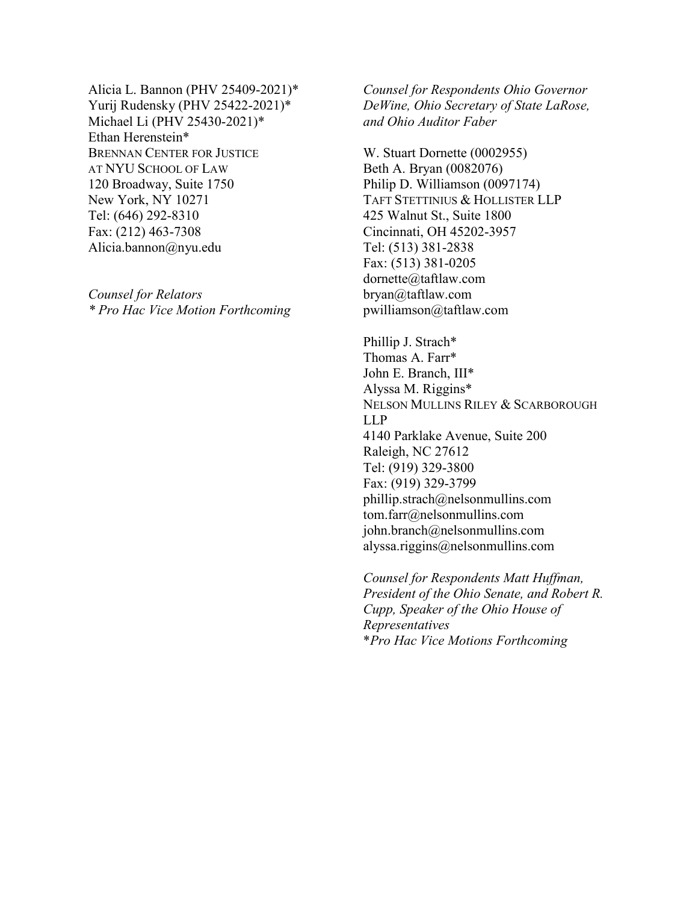Alicia L. Bannon (PHV 25409-2021)*
Yurij Rudensky (PHV 25422-2021)*
Michael Li (PHV 25430-2021)*
Ethan Herenstein*
BRENNAN CENTER FOR JUSTICE
AT NYU SCHOOL OF LAW
120 Broadway, Suite 1750
New York, NY 10271
Tel: (646) 292-8310
Fax: (212) 463-7308
Alicia.bannon@nyu.edu

*Counsel for Relators*
*\* Pro Hac Vice Motion Forthcoming*

*Counsel for Respondents Ohio Governor DeWine, Ohio Secretary of State LaRose, and Ohio Auditor Faber*

W. Stuart Dornette (0002955)
Beth A. Bryan (0082076)
Philip D. Williamson (0097174)
TAFT STETTINIUS & HOLLISTER LLP
425 Walnut St., Suite 1800
Cincinnati, OH 45202-3957
Tel: (513) 381-2838
Fax: (513) 381-0205
dornette@taftlaw.com
bryan@taftlaw.com
pwilliamson@taftlaw.com

Phillip J. Strach*
Thomas A. Farr*
John E. Branch, III*
Alyssa M. Riggins*
NELSON MULLINS RILEY & SCARBOROUGH LLP
4140 Parklake Avenue, Suite 200
Raleigh, NC 27612
Tel: (919) 329-3800
Fax: (919) 329-3799
phillip.strach@nelsonmullins.com
tom.farr@nelsonmullins.com
john.branch@nelsonmullins.com
alyssa.riggins@nelsonmullins.com

*Counsel for Respondents Matt Huffman, President of the Ohio Senate, and Robert R. Cupp, Speaker of the Ohio House of Representatives*
*\*Pro Hac Vice Motions Forthcoming*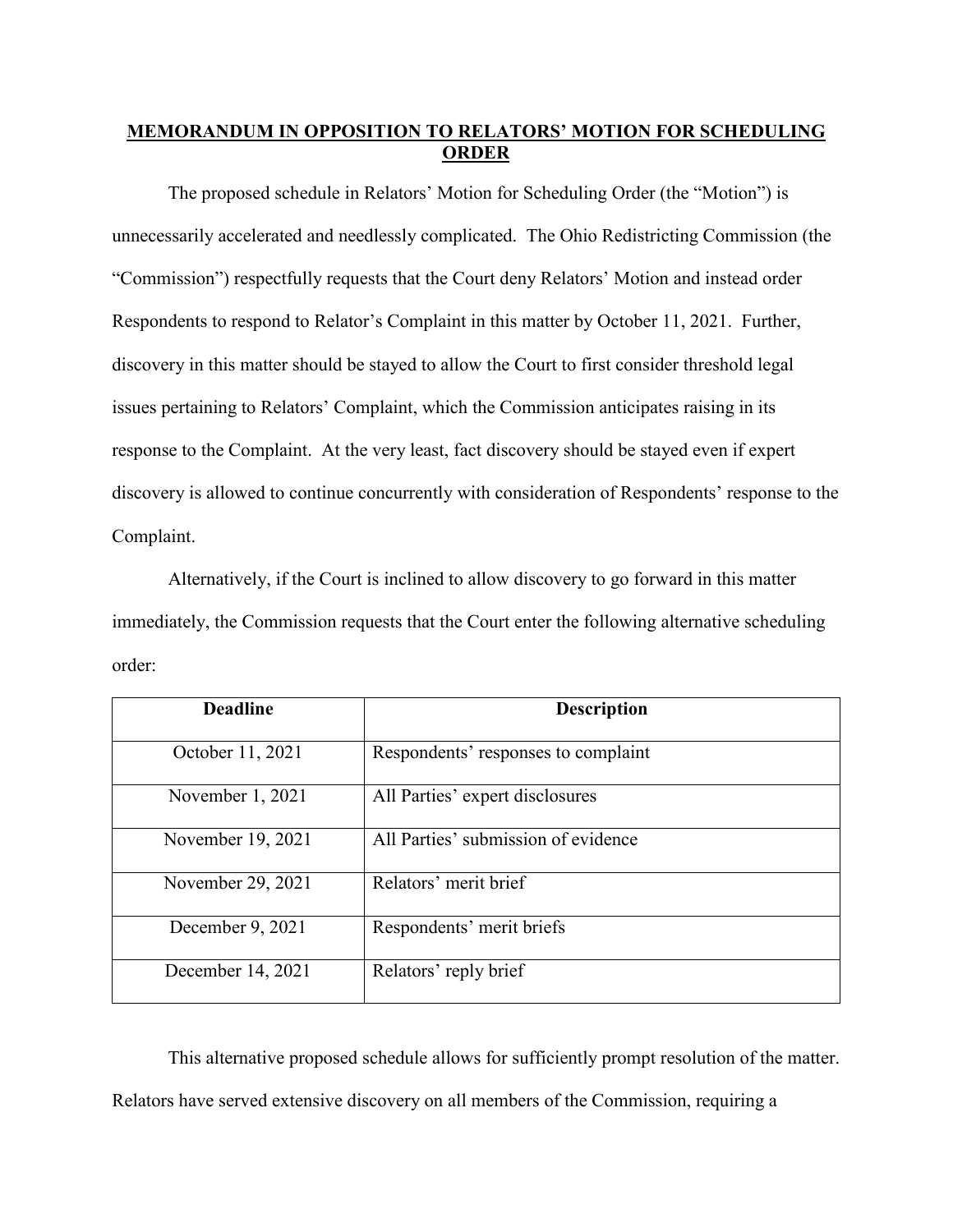## MEMORANDUM IN OPPOSITION TO RELATORS' MOTION FOR SCHEDULING ORDER

The proposed schedule in Relators' Motion for Scheduling Order (the "Motion") is unnecessarily accelerated and needlessly complicated. The Ohio Redistricting Commission (the "Commission") respectfully requests that the Court deny Relators' Motion and instead order Respondents to respond to Relator's Complaint in this matter by October 11, 2021. Further, discovery in this matter should be stayed to allow the Court to first consider threshold legal issues pertaining to Relators' Complaint, which the Commission anticipates raising in its response to the Complaint. At the very least, fact discovery should be stayed even if expert discovery is allowed to continue concurrently with consideration of Respondents' response to the Complaint.

Alternatively, if the Court is inclined to allow discovery to go forward in this matter immediately, the Commission requests that the Court enter the following alternative scheduling order:

| Deadline | Description |
|---|---|
| October 11, 2021 | Respondents' responses to complaint |
| November 1, 2021 | All Parties' expert disclosures |
| November 19, 2021 | All Parties' submission of evidence |
| November 29, 2021 | Relators' merit brief |
| December 9, 2021 | Respondents' merit briefs |
| December 14, 2021 | Relators' reply brief |

This alternative proposed schedule allows for sufficiently prompt resolution of the matter. Relators have served extensive discovery on all members of the Commission, requiring a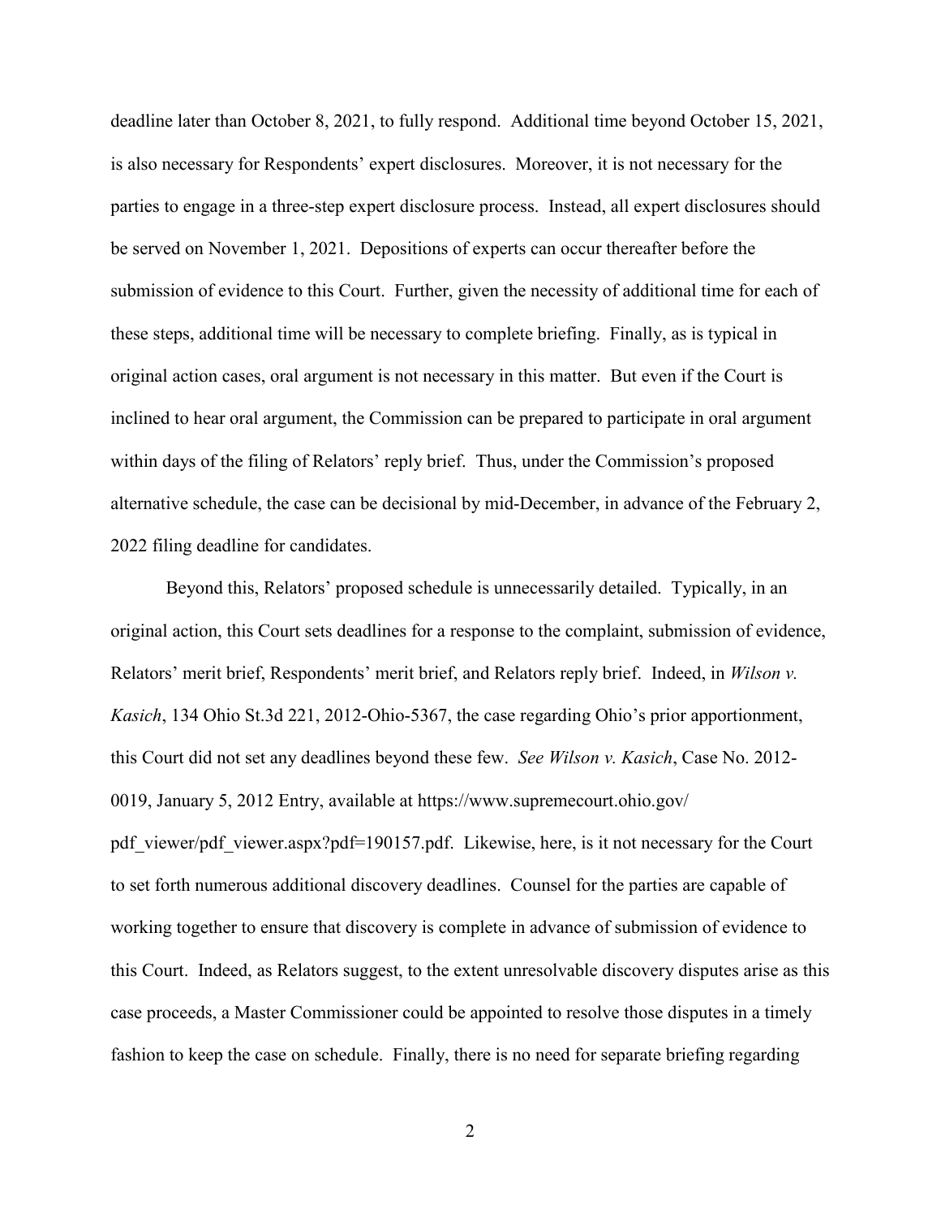deadline later than October 8, 2021, to fully respond. Additional time beyond October 15, 2021, is also necessary for Respondents' expert disclosures. Moreover, it is not necessary for the parties to engage in a three-step expert disclosure process. Instead, all expert disclosures should be served on November 1, 2021. Depositions of experts can occur thereafter before the submission of evidence to this Court. Further, given the necessity of additional time for each of these steps, additional time will be necessary to complete briefing. Finally, as is typical in original action cases, oral argument is not necessary in this matter. But even if the Court is inclined to hear oral argument, the Commission can be prepared to participate in oral argument within days of the filing of Relators' reply brief. Thus, under the Commission's proposed alternative schedule, the case can be decisional by mid-December, in advance of the February 2, 2022 filing deadline for candidates.

Beyond this, Relators' proposed schedule is unnecessarily detailed. Typically, in an original action, this Court sets deadlines for a response to the complaint, submission of evidence, Relators' merit brief, Respondents' merit brief, and Relators reply brief. Indeed, in *Wilson v. Kasich*, 134 Ohio St.3d 221, 2012-Ohio-5367, the case regarding Ohio's prior apportionment, this Court did not set any deadlines beyond these few. *See Wilson v. Kasich*, Case No. 2012-0019, January 5, 2012 Entry, available at https://www.supremecourt.ohio.gov/pdf_viewer/pdf_viewer.aspx?pdf=190157.pdf. Likewise, here, is it not necessary for the Court to set forth numerous additional discovery deadlines. Counsel for the parties are capable of working together to ensure that discovery is complete in advance of submission of evidence to this Court. Indeed, as Relators suggest, to the extent unresolvable discovery disputes arise as this case proceeds, a Master Commissioner could be appointed to resolve those disputes in a timely fashion to keep the case on schedule. Finally, there is no need for separate briefing regarding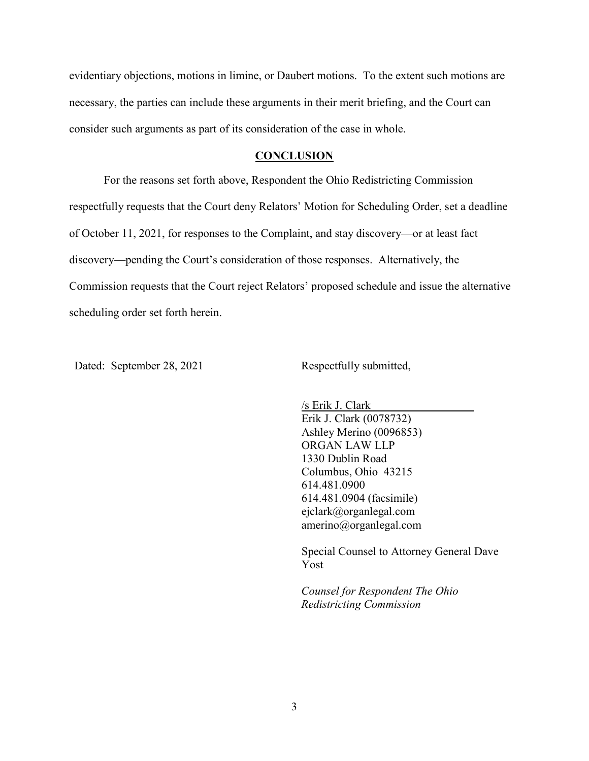evidentiary objections, motions in limine, or Daubert motions. To the extent such motions are necessary, the parties can include these arguments in their merit briefing, and the Court can consider such arguments as part of its consideration of the case in whole.

## CONCLUSION

For the reasons set forth above, Respondent the Ohio Redistricting Commission respectfully requests that the Court deny Relators' Motion for Scheduling Order, set a deadline of October 11, 2021, for responses to the Complaint, and stay discovery—or at least fact discovery—pending the Court's consideration of those responses. Alternatively, the Commission requests that the Court reject Relators' proposed schedule and issue the alternative scheduling order set forth herein.

Dated: September 28, 2021

Respectfully submitted,

/s Erik J. Clark
Erik J. Clark (0078732)
Ashley Merino (0096853)
ORGAN LAW LLP
1330 Dublin Road
Columbus, Ohio 43215
614.481.0900
614.481.0904 (facsimile)
ejclark@organlegal.com
amerino@organlegal.com

Special Counsel to Attorney General Dave Yost

*Counsel for Respondent The Ohio Redistricting Commission*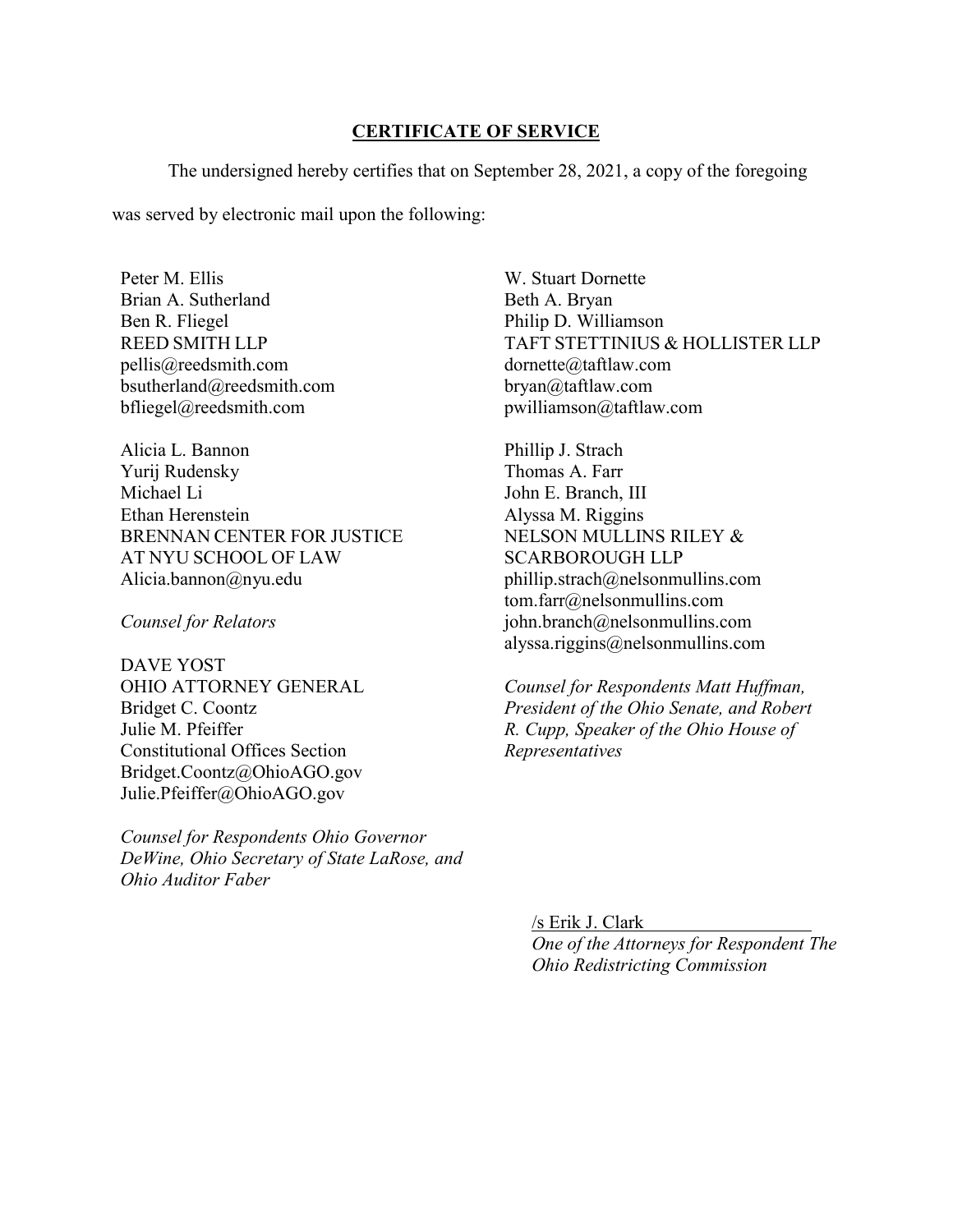## CERTIFICATE OF SERVICE

The undersigned hereby certifies that on September 28, 2021, a copy of the foregoing was served by electronic mail upon the following:

Peter M. Ellis
Brian A. Sutherland
Ben R. Fliegel
REED SMITH LLP
pellis@reedsmith.com
bsutherland@reedsmith.com
bfliegel@reedsmith.com

Alicia L. Bannon
Yurij Rudensky
Michael Li
Ethan Herenstein
BRENNAN CENTER FOR JUSTICE AT NYU SCHOOL OF LAW
Alicia.bannon@nyu.edu

*Counsel for Relators*

DAVE YOST
OHIO ATTORNEY GENERAL
Bridget C. Coontz
Julie M. Pfeiffer
Constitutional Offices Section
Bridget.Coontz@OhioAGO.gov
Julie.Pfeiffer@OhioAGO.gov

*Counsel for Respondents Ohio Governor DeWine, Ohio Secretary of State LaRose, and Ohio Auditor Faber*

W. Stuart Dornette
Beth A. Bryan
Philip D. Williamson
TAFT STETTINIUS & HOLLISTER LLP
dornette@taftlaw.com
bryan@taftlaw.com
pwilliamson@taftlaw.com

Phillip J. Strach
Thomas A. Farr
John E. Branch, III
Alyssa M. Riggins
NELSON MULLINS RILEY & SCARBOROUGH LLP
phillip.strach@nelsonmullins.com
tom.farr@nelsonmullins.com
john.branch@nelsonmullins.com
alyssa.riggins@nelsonmullins.com

*Counsel for Respondents Matt Huffman, President of the Ohio Senate, and Robert R. Cupp, Speaker of the Ohio House of Representatives*

/s Erik J. Clark
*One of the Attorneys for Respondent The Ohio Redistricting Commission*